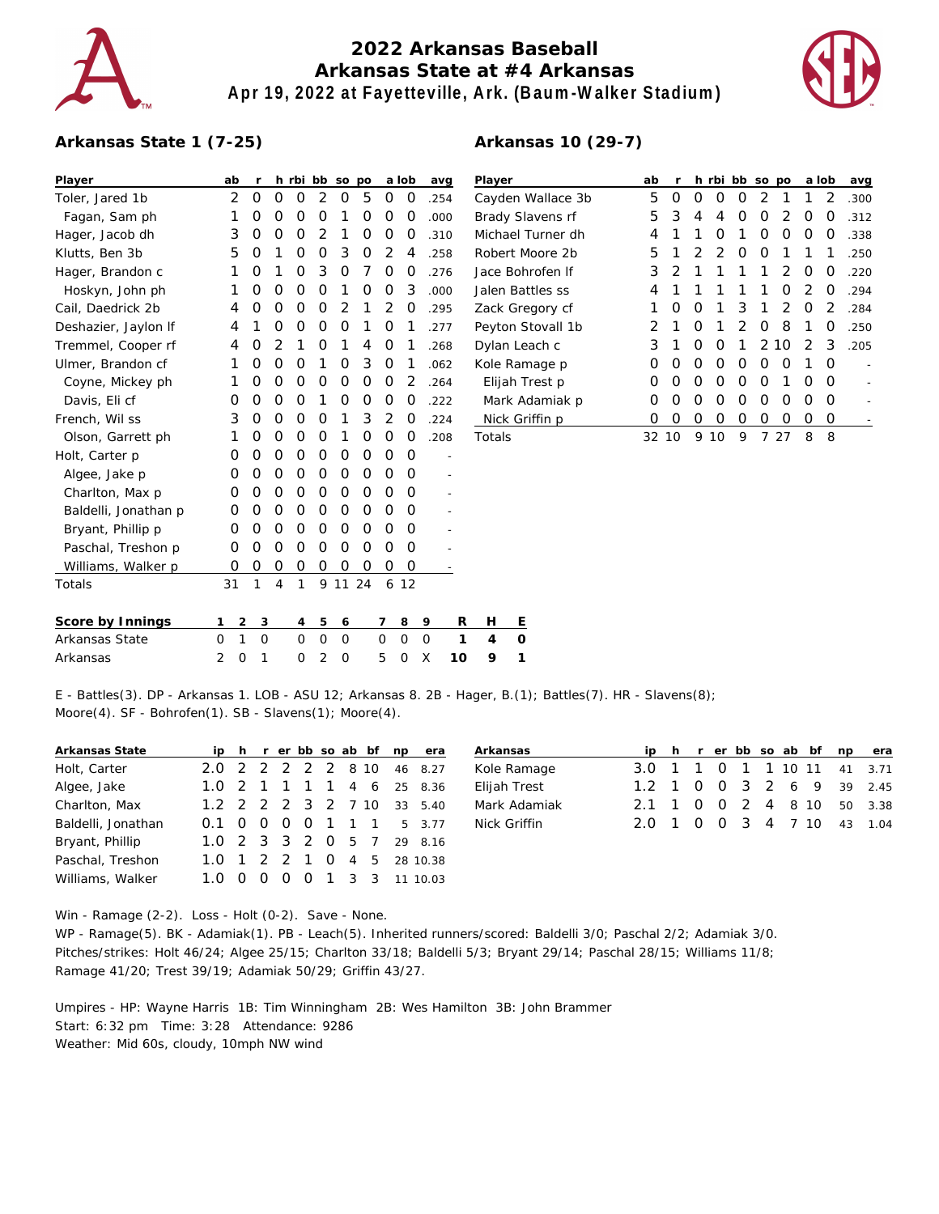# 2022 Arkansas Baseball
## Arkansas State at #4 Arkansas
### Apr 19, 2022 at Fayetteville, Ark. (Baum-Walker Stadium)

**Arkansas State 1 (7-25)**

| Player | ab | r | h | rbi | bb | so | po | a | lob | avg |
|---|---|---|---|---|---|---|---|---|---|---|
| Toler, Jared 1b | 2 | 0 | 0 | 0 | 2 | 0 | 5 | 0 | 0 | .254 |
| Fagan, Sam ph | 1 | 0 | 0 | 0 | 0 | 1 | 0 | 0 | 0 | .000 |
| Hager, Jacob dh | 3 | 0 | 0 | 0 | 2 | 1 | 0 | 0 | 0 | .310 |
| Klutts, Ben 3b | 5 | 0 | 1 | 0 | 0 | 3 | 0 | 2 | 4 | .258 |
| Hager, Brandon c | 1 | 0 | 1 | 0 | 3 | 0 | 7 | 0 | 0 | .276 |
| Hoskyn, John ph | 1 | 0 | 0 | 0 | 0 | 1 | 0 | 0 | 3 | .000 |
| Cail, Daedrick 2b | 4 | 0 | 0 | 0 | 0 | 2 | 1 | 2 | 0 | .295 |
| Deshazier, Jaylon lf | 4 | 1 | 0 | 0 | 0 | 0 | 1 | 0 | 1 | .277 |
| Tremmel, Cooper rf | 4 | 0 | 2 | 1 | 0 | 1 | 4 | 0 | 1 | .268 |
| Ulmer, Brandon cf | 1 | 0 | 0 | 0 | 1 | 0 | 3 | 0 | 1 | .062 |
| Coyne, Mickey ph | 1 | 0 | 0 | 0 | 0 | 0 | 0 | 0 | 2 | .264 |
| Davis, Eli cf | 0 | 0 | 0 | 0 | 1 | 0 | 0 | 0 | 0 | .222 |
| French, Wil ss | 3 | 0 | 0 | 0 | 0 | 1 | 3 | 2 | 0 | .224 |
| Olson, Garrett ph | 1 | 0 | 0 | 0 | 0 | 1 | 0 | 0 | 0 | .208 |
| Holt, Carter p | 0 | 0 | 0 | 0 | 0 | 0 | 0 | 0 | 0 | - |
| Algee, Jake p | 0 | 0 | 0 | 0 | 0 | 0 | 0 | 0 | 0 | - |
| Charlton, Max p | 0 | 0 | 0 | 0 | 0 | 0 | 0 | 0 | 0 | - |
| Baldelli, Jonathan p | 0 | 0 | 0 | 0 | 0 | 0 | 0 | 0 | 0 | - |
| Bryant, Phillip p | 0 | 0 | 0 | 0 | 0 | 0 | 0 | 0 | 0 | - |
| Paschal, Treshon p | 0 | 0 | 0 | 0 | 0 | 0 | 0 | 0 | 0 | - |
| Williams, Walker p | 0 | 0 | 0 | 0 | 0 | 0 | 0 | 0 | 0 | - |
| Totals | 31 | 1 | 4 | 1 | 9 | 11 | 24 | 6 | 12 | |

**Arkansas 10 (29-7)**

| Player | ab | r | h | rbi | bb | so | po | a | lob | avg |
|---|---|---|---|---|---|---|---|---|---|---|
| Cayden Wallace 3b | 5 | 0 | 0 | 0 | 0 | 2 | 1 | 1 | 2 | .300 |
| Brady Slavens rf | 5 | 3 | 4 | 4 | 0 | 0 | 2 | 0 | 0 | .312 |
| Michael Turner dh | 4 | 1 | 1 | 0 | 1 | 0 | 0 | 0 | 0 | .338 |
| Robert Moore 2b | 5 | 1 | 2 | 2 | 0 | 0 | 1 | 1 | 1 | .250 |
| Jace Bohrofen lf | 3 | 2 | 1 | 1 | 1 | 1 | 2 | 0 | 0 | .220 |
| Jalen Battles ss | 4 | 1 | 1 | 1 | 1 | 1 | 0 | 2 | 0 | .294 |
| Zack Gregory cf | 1 | 0 | 0 | 1 | 3 | 1 | 2 | 0 | 2 | .284 |
| Peyton Stovall 1b | 2 | 1 | 0 | 1 | 2 | 0 | 8 | 1 | 0 | .250 |
| Dylan Leach c | 3 | 1 | 0 | 0 | 1 | 2 | 10 | 2 | 3 | .205 |
| Kole Ramage p | 0 | 0 | 0 | 0 | 0 | 0 | 0 | 1 | 0 | - |
| Elijah Trest p | 0 | 0 | 0 | 0 | 0 | 0 | 1 | 0 | 0 | - |
| Mark Adamiak p | 0 | 0 | 0 | 0 | 0 | 0 | 0 | 0 | 0 | - |
| Nick Griffin p | 0 | 0 | 0 | 0 | 0 | 0 | 0 | 0 | 0 | - |
| Totals | 32 | 10 | 9 | 10 | 9 | 7 | 27 | 8 | 8 | |

| Score by Innings | 1 | 2 | 3 | 4 | 5 | 6 | 7 | 8 | 9 | R | H | E |
|---|---|---|---|---|---|---|---|---|---|---|---|---|
| Arkansas State | 0 | 1 | 0 | 0 | 0 | 0 | 0 | 0 | 0 | 1 | 4 | 0 |
| Arkansas | 2 | 0 | 1 | 0 | 2 | 0 | 5 | 0 | X | 10 | 9 | 1 |

E - Battles(3). DP - Arkansas 1. LOB - ASU 12; Arkansas 8. 2B - Hager, B.(1); Battles(7). HR - Slavens(8); Moore(4). SF - Bohrofen(1). SB - Slavens(1); Moore(4).

| Arkansas State | ip | h | r | er | bb | so | ab | bf | np | era |
|---|---|---|---|---|---|---|---|---|---|---|
| Holt, Carter | 2.0 | 2 | 2 | 2 | 2 | 2 | 8 | 10 | 46 | 8.27 |
| Algee, Jake | 1.0 | 2 | 1 | 1 | 1 | 1 | 4 | 6 | 25 | 8.36 |
| Charlton, Max | 1.2 | 2 | 2 | 2 | 3 | 2 | 7 | 10 | 33 | 5.40 |
| Baldelli, Jonathan | 0.1 | 0 | 0 | 0 | 0 | 1 | 1 | 1 | 5 | 3.77 |
| Bryant, Phillip | 1.0 | 2 | 3 | 3 | 2 | 0 | 5 | 7 | 29 | 8.16 |
| Paschal, Treshon | 1.0 | 1 | 2 | 2 | 1 | 0 | 4 | 5 | 28 | 10.38 |
| Williams, Walker | 1.0 | 0 | 0 | 0 | 0 | 1 | 3 | 3 | 11 | 10.03 |

| Arkansas | ip | h | r | er | bb | so | ab | bf | np | era |
|---|---|---|---|---|---|---|---|---|---|---|
| Kole Ramage | 3.0 | 1 | 1 | 0 | 1 | 1 | 10 | 11 | 41 | 3.71 |
| Elijah Trest | 1.2 | 1 | 0 | 0 | 3 | 2 | 6 | 9 | 39 | 2.45 |
| Mark Adamiak | 2.1 | 1 | 0 | 0 | 2 | 4 | 8 | 10 | 50 | 3.38 |
| Nick Griffin | 2.0 | 1 | 0 | 0 | 3 | 4 | 7 | 10 | 43 | 1.04 |

Win - Ramage (2-2). Loss - Holt (0-2). Save - None.
WP - Ramage(5). BK - Adamiak(1). PB - Leach(5). Inherited runners/scored: Baldelli 3/0; Paschal 2/2; Adamiak 3/0.
Pitches/strikes: Holt 46/24; Algee 25/15; Charlton 33/18; Baldelli 5/3; Bryant 29/14; Paschal 28/15; Williams 11/8; Ramage 41/20; Trest 39/19; Adamiak 50/29; Griffin 43/27.

Umpires - HP: Wayne Harris 1B: Tim Winningham 2B: Wes Hamilton 3B: John Brammer
Start: 6:32 pm Time: 3:28 Attendance: 9286
Weather: Mid 60s, cloudy, 10mph NW wind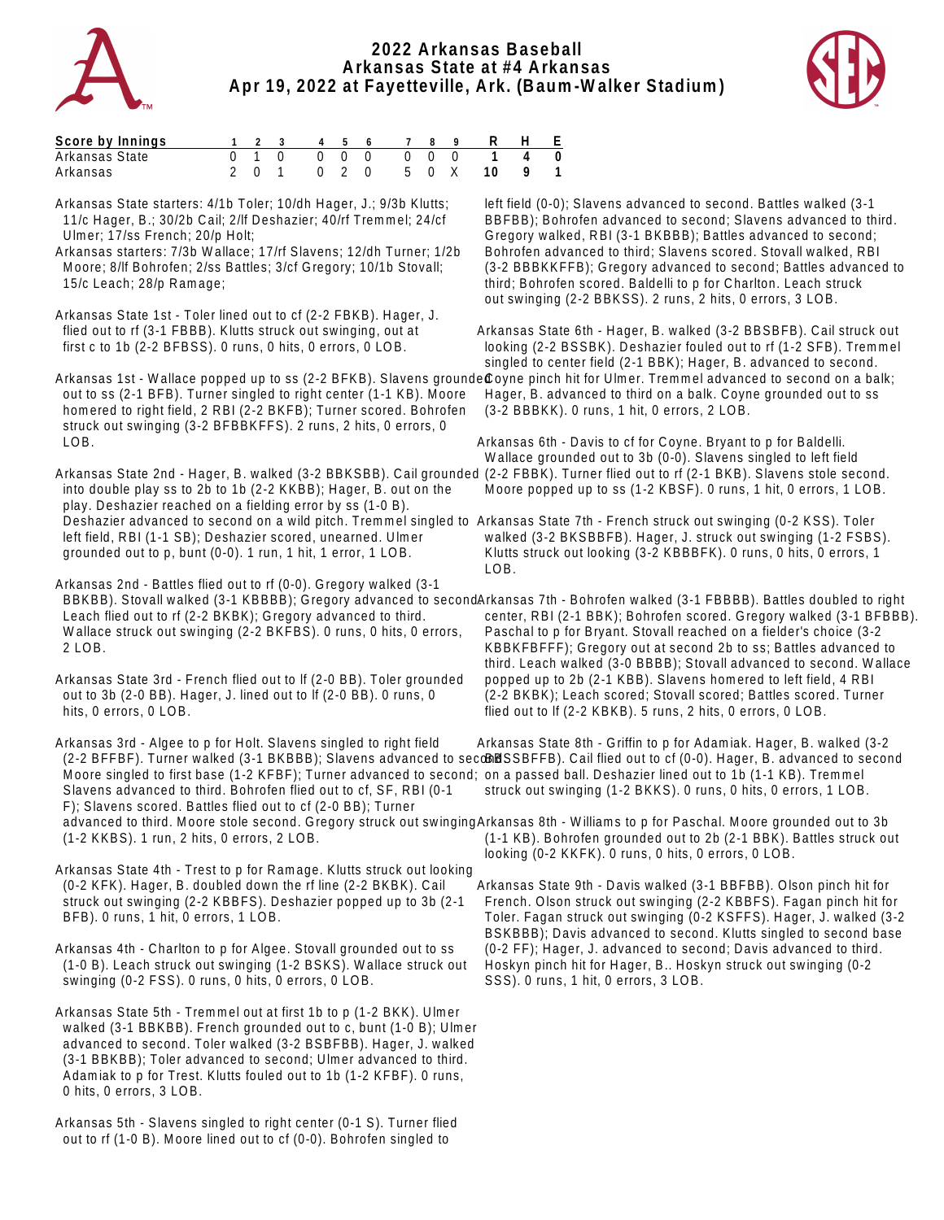# 2022 Arkansas Baseball
## Arkansas State at #4 Arkansas
### Apr 19, 2022 at Fayetteville, Ark. (Baum-Walker Stadium)

| Score by Innings | 1 | 2 | 3 | 4 | 5 | 6 | 7 | 8 | 9 | R | H | E |
|---|---|---|---|---|---|---|---|---|---|---|---|---|
| Arkansas State | 0 | 1 | 0 | 0 | 0 | 0 | 0 | 0 | 0 | 1 | 4 | 0 |
| Arkansas | 2 | 0 | 1 | 0 | 2 | 0 | 5 | 0 | X | 10 | 9 | 1 |

Arkansas State starters: 4/1b Toler; 10/dh Hager, J.; 9/3b Klutts; 11/c Hager, B.; 30/2b Cail; 2/lf Deshazier; 40/rf Tremmel; 24/cf Ulmer; 17/ss French; 20/p Holt;

Arkansas starters: 7/3b Wallace; 17/rf Slavens; 12/dh Turner; 1/2b Moore; 8/lf Bohrofen; 2/ss Battles; 3/cf Gregory; 10/1b Stovall; 15/c Leach; 28/p Ramage;

Arkansas State 1st - Toler lined out to cf (2-2 FBKB). Hager, J. flied out to rf (3-1 FBBB). Klutts struck out swinging, out at first c to 1b (2-2 BFBSS). 0 runs, 0 hits, 0 errors, 0 LOB.

Arkansas 1st - Wallace popped up to ss (2-2 BFKB). Slavens grounded out to ss (2-1 BFB). Turner singled to right center (1-1 KB). Moore homered to right field, 2 RBI (2-2 BKFB); Turner scored. Bohrofen struck out swinging (3-2 BFBBKFFS). 2 runs, 2 hits, 0 errors, 0 LOB.

Arkansas State 2nd - Hager, B. walked (3-2 BBKSBB). Cail grounded into double play ss to 2b to 1b (2-2 KKBB); Hager, B. out on the play. Deshazier reached on a fielding error by ss (1-0 B). Deshazier advanced to second on a wild pitch. Tremmel singled to left field, RBI (1-1 SB); Deshazier scored, unearned. Ulmer grounded out to p, bunt (0-0). 1 run, 1 hit, 1 error, 1 LOB.

Arkansas 2nd - Battles flied out to rf (0-0). Gregory walked (3-1 BBKBB). Stovall walked (3-1 KBBBB); Gregory advanced to second. Leach flied out to rf (2-2 BKBK); Gregory advanced to third. Wallace struck out swinging (2-2 BKFBS). 0 runs, 0 hits, 0 errors, 2 LOB.

Arkansas State 3rd - French flied out to lf (2-0 BB). Toler grounded out to 3b (2-0 BB). Hager, J. lined out to lf (2-0 BB). 0 runs, 0 hits, 0 errors, 0 LOB.

Arkansas 3rd - Algee to p for Holt. Slavens singled to right field (2-2 BFFBF). Turner walked (3-1 BKBBB); Slavens advanced to second. Moore singled to first base (1-2 KFBF); Turner advanced to second; Slavens advanced to third. Bohrofen flied out to cf, SF, RBI (0-1 F); Slavens scored. Battles flied out to cf (2-0 BB); Turner advanced to third. Moore stole second. Gregory struck out swinging (1-2 KKBS). 1 run, 2 hits, 0 errors, 2 LOB.

Arkansas State 4th - Trest to p for Ramage. Klutts struck out looking (0-2 KFK). Hager, B. doubled down the rf line (2-2 BKBK). Cail struck out swinging (2-2 KBBFS). Deshazier popped up to 3b (2-1 BFB). 0 runs, 1 hit, 0 errors, 1 LOB.

Arkansas 4th - Charlton to p for Algee. Stovall grounded out to ss (1-0 B). Leach struck out swinging (1-2 BSKS). Wallace struck out swinging (0-2 FSS). 0 runs, 0 hits, 0 errors, 0 LOB.

Arkansas State 5th - Tremmel out at first 1b to p (1-2 BKK). Ulmer walked (3-1 BBKBB). French grounded out to c, bunt (1-0 B); Ulmer advanced to second. Toler walked (3-2 BSBFBB). Hager, J. walked (3-1 BBKBB); Toler advanced to second; Ulmer advanced to third. Adamiak to p for Trest. Klutts fouled out to 1b (1-2 KFBF). 0 runs, 0 hits, 0 errors, 3 LOB.

Arkansas 5th - Slavens singled to right center (0-1 S). Turner flied out to rf (1-0 B). Moore lined out to cf (0-0). Bohrofen singled to left field (0-0); Slavens advanced to second. Battles walked (3-1 BBFBB); Bohrofen advanced to second; Slavens advanced to third. Gregory walked, RBI (3-1 BKBBB); Battles advanced to second; Bohrofen advanced to third; Slavens scored. Stovall walked, RBI (3-2 BBBKKFFB); Gregory advanced to second; Battles advanced to third; Bohrofen scored. Baldelli to p for Charlton. Leach struck out swinging (2-2 BBKSS). 2 runs, 2 hits, 0 errors, 3 LOB.

Arkansas State 6th - Hager, B. walked (3-2 BBSBFB). Cail struck out looking (2-2 BSSBK). Deshazier fouled out to rf (1-2 SFB). Tremmel singled to center field (2-1 BBK); Hager, B. advanced to second. Coyne pinch hit for Ulmer. Tremmel advanced to second on a balk; Hager, B. advanced to third on a balk. Coyne grounded out to ss (3-2 BBBKK). 0 runs, 1 hit, 0 errors, 2 LOB.

Arkansas 6th - Davis to cf for Coyne. Bryant to p for Baldelli. Wallace grounded out to 3b (0-0). Slavens singled to left field (2-2 FBBK). Turner flied out to rf (2-1 BKB). Slavens stole second. Moore popped up to ss (1-2 KBSF). 0 runs, 1 hit, 0 errors, 1 LOB.

Arkansas State 7th - French struck out swinging (0-2 KSS). Toler walked (3-2 BKSBBFB). Hager, J. struck out swinging (1-2 FSBS). Klutts struck out looking (3-2 KBBBFK). 0 runs, 0 hits, 0 errors, 1 LOB.

Arkansas 7th - Bohrofen walked (3-1 FBBBB). Battles doubled to right center, RBI (2-1 BBK); Bohrofen scored. Gregory walked (3-1 BFBBB). Paschal to p for Bryant. Stovall reached on a fielder's choice (3-2 KBBKFBFFF); Gregory out at second 2b to ss; Battles advanced to third. Leach walked (3-0 BBBB); Stovall advanced to second. Wallace popped up to 2b (2-1 KBB). Slavens homered to left field, 4 RBI (2-2 BKBK); Leach scored; Stovall scored; Battles scored. Turner flied out to lf (2-2 KBKB). 5 runs, 2 hits, 0 errors, 0 LOB.

Arkansas State 8th - Griffin to p for Adamiak. Hager, B. walked (3-2 BBSSBFFB). Cail flied out to cf (0-0). Hager, B. advanced to second on a passed ball. Deshazier lined out to 1b (1-1 KB). Tremmel struck out swinging (1-2 BKKS). 0 runs, 0 hits, 0 errors, 1 LOB.

Arkansas 8th - Williams to p for Paschal. Moore grounded out to 3b (1-1 KB). Bohrofen grounded out to 2b (2-1 BBK). Battles struck out looking (0-2 KKFK). 0 runs, 0 hits, 0 errors, 0 LOB.

Arkansas State 9th - Davis walked (3-1 BBFBB). Olson pinch hit for French. Olson struck out swinging (2-2 KBBFS). Fagan pinch hit for Toler. Fagan struck out swinging (0-2 KSFFS). Hager, J. walked (3-2 BSKBBB); Davis advanced to second. Klutts singled to second base (0-2 FF); Hager, J. advanced to second; Davis advanced to third. Hoskyn pinch hit for Hager, B.. Hoskyn struck out swinging (0-2 SSS). 0 runs, 1 hit, 0 errors, 3 LOB.